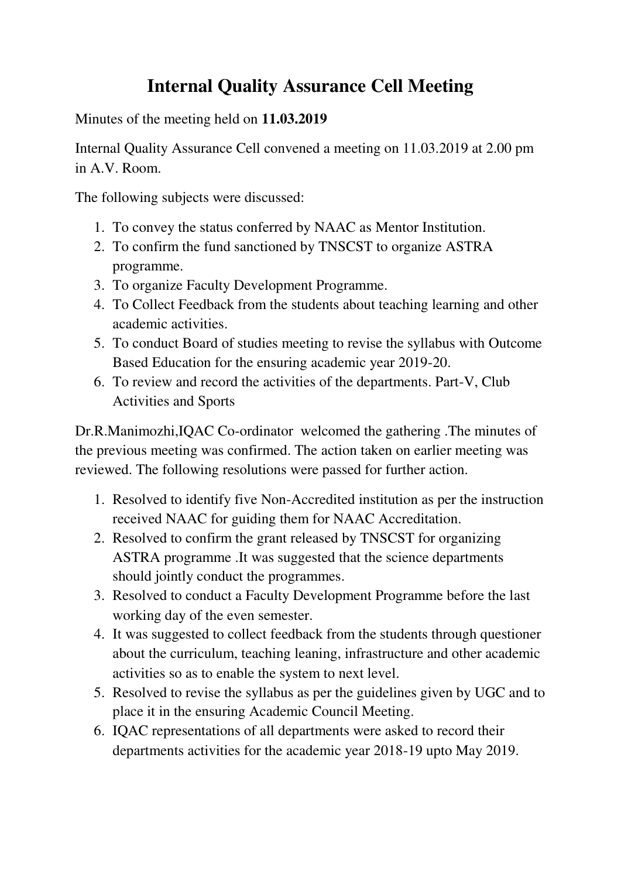# Internal Quality Assurance Cell Meeting

Minutes of the meeting held on **11.03.2019**

Internal Quality Assurance Cell convened a meeting on 11.03.2019 at 2.00 pm in A.V. Room.

The following subjects were discussed:

1. To convey the status conferred by NAAC as Mentor Institution.
2. To confirm the fund sanctioned by TNSCST to organize ASTRA programme.
3. To organize Faculty Development Programme.
4. To Collect Feedback from the students about teaching learning and other academic activities.
5. To conduct Board of studies meeting to revise the syllabus with Outcome Based Education for the ensuring academic year 2019-20.
6. To review and record the activities of the departments. Part-V, Club Activities and Sports

Dr.R.Manimozhi,IQAC Co-ordinator welcomed the gathering .The minutes of the previous meeting was confirmed. The action taken on earlier meeting was reviewed. The following resolutions were passed for further action.

1. Resolved to identify five Non-Accredited institution as per the instruction received NAAC for guiding them for NAAC Accreditation.
2. Resolved to confirm the grant released by TNSCST for organizing ASTRA programme .It was suggested that the science departments should jointly conduct the programmes.
3. Resolved to conduct a Faculty Development Programme before the last working day of the even semester.
4. It was suggested to collect feedback from the students through questioner about the curriculum, teaching leaning, infrastructure and other academic activities so as to enable the system to next level.
5. Resolved to revise the syllabus as per the guidelines given by UGC and to place it in the ensuring Academic Council Meeting.
6. IQAC representations of all departments were asked to record their departments activities for the academic year 2018-19 upto May 2019.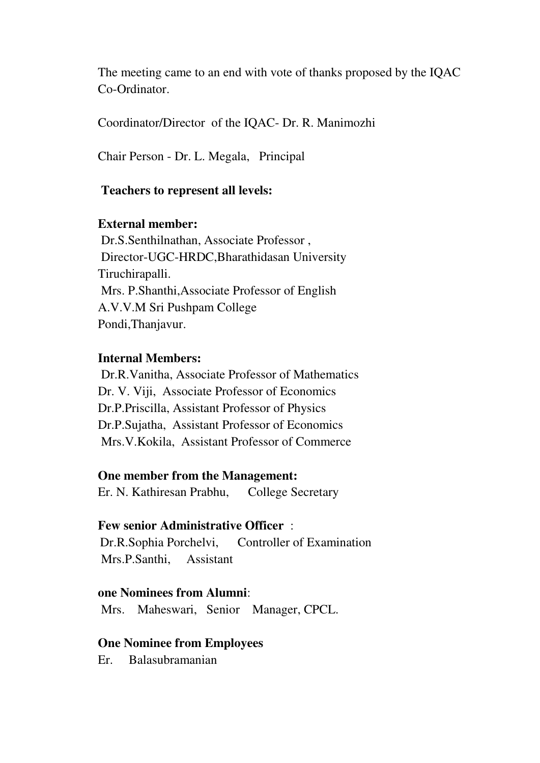The meeting came to an end with vote of thanks proposed by the IQAC Co-Ordinator.

Coordinator/Director of the IQAC- Dr. R. Manimozhi

Chair Person - Dr. L. Megala, Principal

**Teachers to represent all levels:**

**External member:**

Dr.S.Senthilnathan, Associate Professor ,
Director-UGC-HRDC,Bharathidasan University
Tiruchirapalli.
Mrs. P.Shanthi,Associate Professor of English
A.V.V.M Sri Pushpam College
Pondi,Thanjavur.

**Internal Members:**

Dr.R.Vanitha, Associate Professor of Mathematics
Dr. V. Viji, Associate Professor of Economics
Dr.P.Priscilla, Assistant Professor of Physics
Dr.P.Sujatha, Assistant Professor of Economics
Mrs.V.Kokila, Assistant Professor of Commerce

**One member from the Management:**

Er. N. Kathiresan Prabhu, College Secretary

**Few senior Administrative Officer** :

Dr.R.Sophia Porchelvi, Controller of Examination
Mrs.P.Santhi, Assistant

**one Nominees from Alumni**:

Mrs. Maheswari, Senior Manager, CPCL.

**One Nominee from Employees**

Er. Balasubramanian